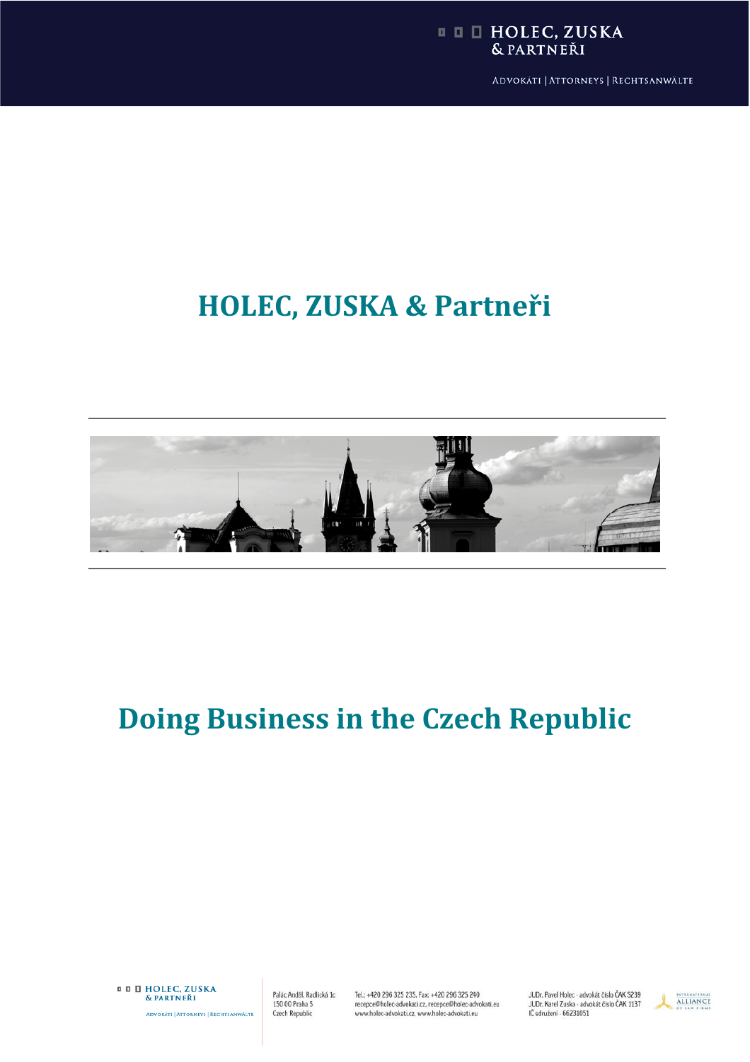# HOLEC, ZUSKA & Partneři

# Doing Business in the Czech Republic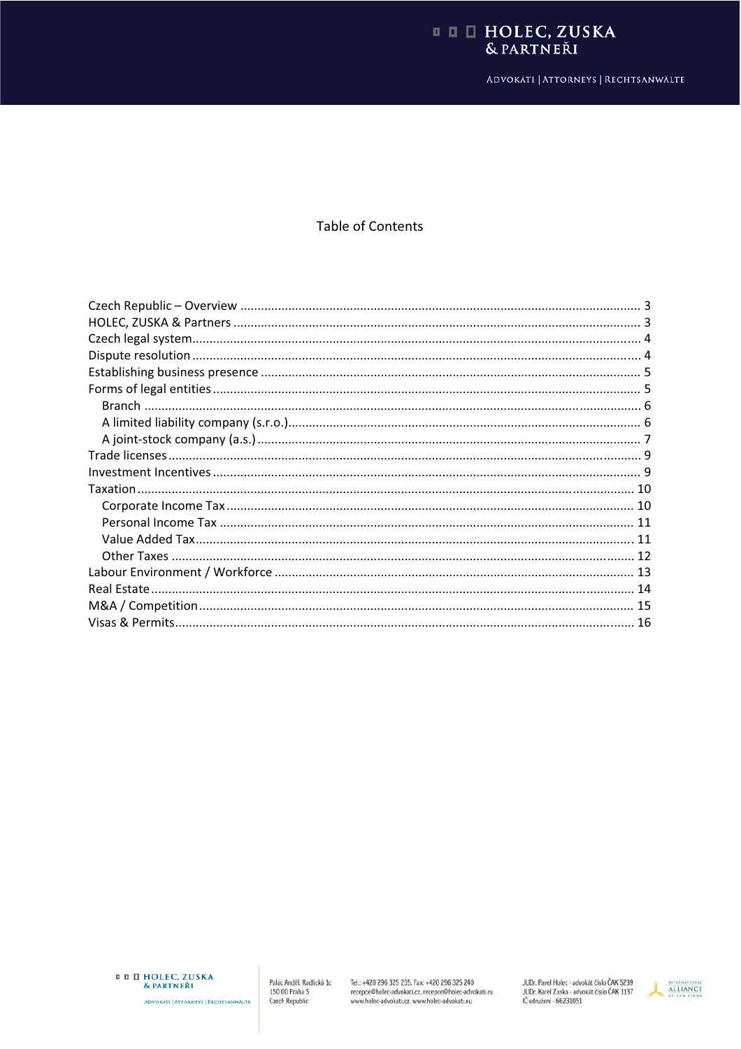# Table of Contents

- Czech Republic – Overview .......... 3
- HOLEC, ZUSKA & Partners .......... 3
- Czech legal system .......... 4
- Dispute resolution .......... 4
- Establishing business presence .......... 5
- Forms of legal entities .......... 5
  - Branch .......... 6
  - A limited liability company (s.r.o.) .......... 6
  - A joint-stock company (a.s.) .......... 7
- Trade licenses .......... 9
- Investment Incentives .......... 9
- Taxation .......... 10
  - Corporate Income Tax .......... 10
  - Personal Income Tax .......... 11
  - Value Added Tax .......... 11
  - Other Taxes .......... 12
- Labour Environment / Workforce .......... 13
- Real Estate .......... 14
- M&A / Competition .......... 15
- Visas & Permits .......... 16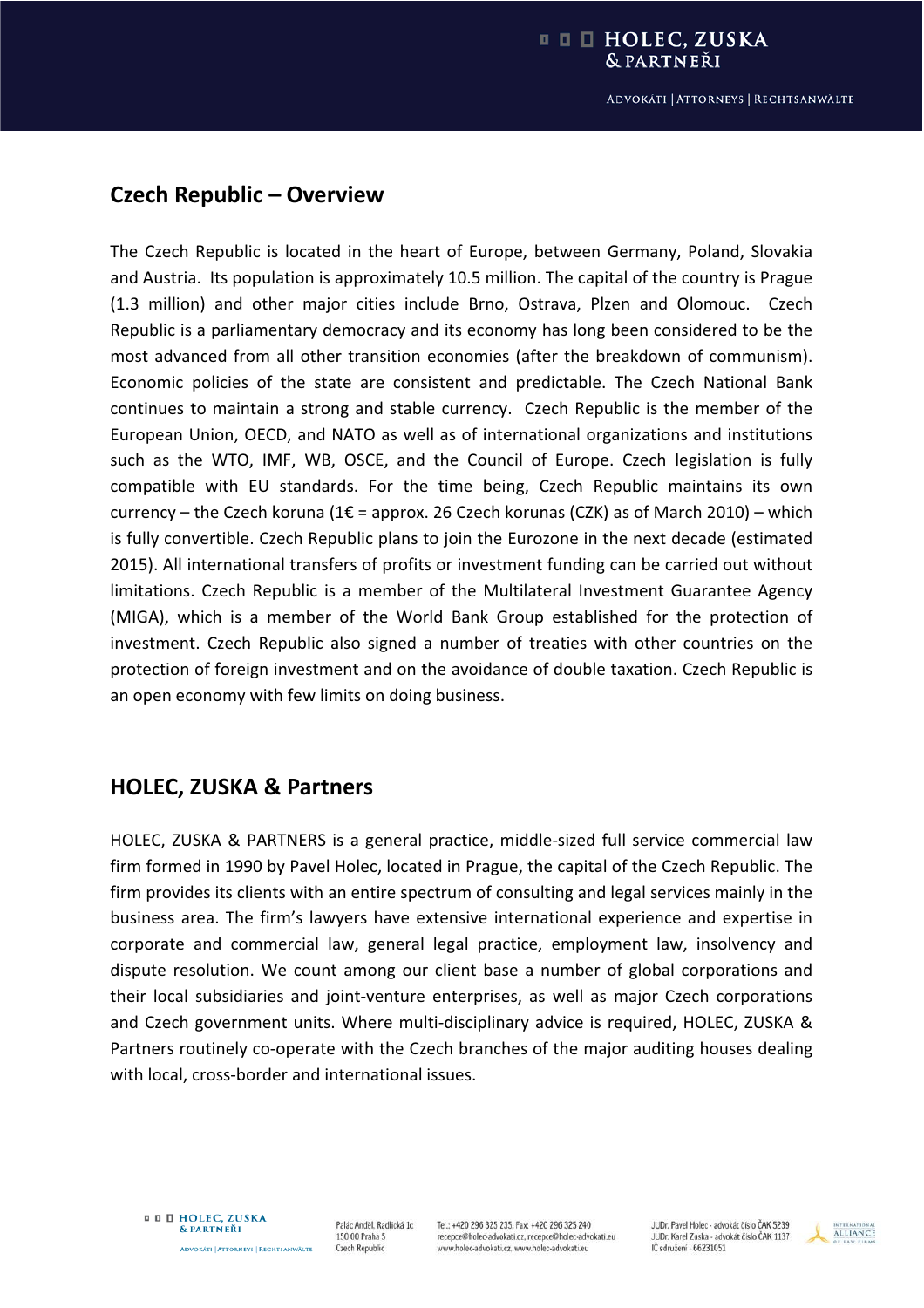## Czech Republic – Overview

The Czech Republic is located in the heart of Europe, between Germany, Poland, Slovakia and Austria. Its population is approximately 10.5 million. The capital of the country is Prague (1.3 million) and other major cities include Brno, Ostrava, Plzen and Olomouc. Czech Republic is a parliamentary democracy and its economy has long been considered to be the most advanced from all other transition economies (after the breakdown of communism). Economic policies of the state are consistent and predictable. The Czech National Bank continues to maintain a strong and stable currency. Czech Republic is the member of the European Union, OECD, and NATO as well as of international organizations and institutions such as the WTO, IMF, WB, OSCE, and the Council of Europe. Czech legislation is fully compatible with EU standards. For the time being, Czech Republic maintains its own currency – the Czech koruna (1€ = approx. 26 Czech korunas (CZK) as of March 2010) – which is fully convertible. Czech Republic plans to join the Eurozone in the next decade (estimated 2015). All international transfers of profits or investment funding can be carried out without limitations. Czech Republic is a member of the Multilateral Investment Guarantee Agency (MIGA), which is a member of the World Bank Group established for the protection of investment. Czech Republic also signed a number of treaties with other countries on the protection of foreign investment and on the avoidance of double taxation. Czech Republic is an open economy with few limits on doing business.

## HOLEC, ZUSKA & Partners

HOLEC, ZUSKA & PARTNERS is a general practice, middle-sized full service commercial law firm formed in 1990 by Pavel Holec, located in Prague, the capital of the Czech Republic. The firm provides its clients with an entire spectrum of consulting and legal services mainly in the business area. The firm's lawyers have extensive international experience and expertise in corporate and commercial law, general legal practice, employment law, insolvency and dispute resolution. We count among our client base a number of global corporations and their local subsidiaries and joint-venture enterprises, as well as major Czech corporations and Czech government units. Where multi-disciplinary advice is required, HOLEC, ZUSKA & Partners routinely co-operate with the Czech branches of the major auditing houses dealing with local, cross-border and international issues.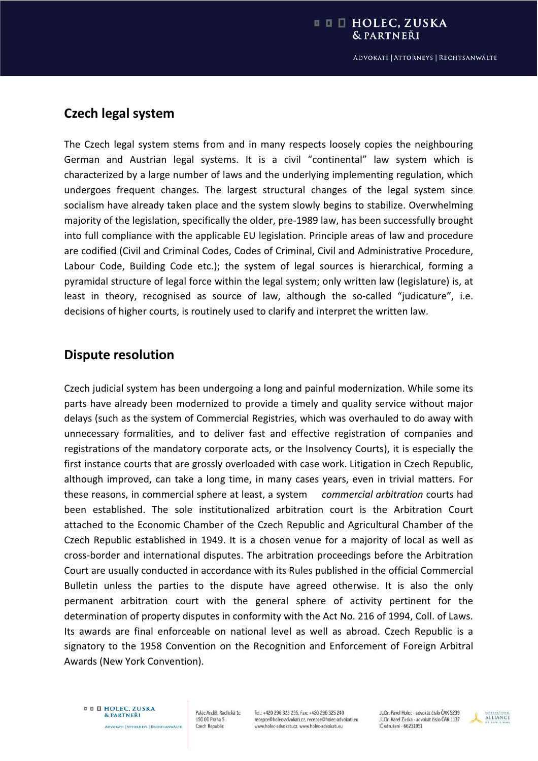## Czech legal system

The Czech legal system stems from and in many respects loosely copies the neighbouring German and Austrian legal systems. It is a civil “continental” law system which is characterized by a large number of laws and the underlying implementing regulation, which undergoes frequent changes. The largest structural changes of the legal system since socialism have already taken place and the system slowly begins to stabilize. Overwhelming majority of the legislation, specifically the older, pre-1989 law, has been successfully brought into full compliance with the applicable EU legislation. Principle areas of law and procedure are codified (Civil and Criminal Codes, Codes of Criminal, Civil and Administrative Procedure, Labour Code, Building Code etc.); the system of legal sources is hierarchical, forming a pyramidal structure of legal force within the legal system; only written law (legislature) is, at least in theory, recognised as source of law, although the so-called “judicature”, i.e. decisions of higher courts, is routinely used to clarify and interpret the written law.

## Dispute resolution

Czech judicial system has been undergoing a long and painful modernization. While some its parts have already been modernized to provide a timely and quality service without major delays (such as the system of Commercial Registries, which was overhauled to do away with unnecessary formalities, and to deliver fast and effective registration of companies and registrations of the mandatory corporate acts, or the Insolvency Courts), it is especially the first instance courts that are grossly overloaded with case work. Litigation in Czech Republic, although improved, can take a long time, in many cases years, even in trivial matters. For these reasons, in commercial sphere at least, a system *commercial arbitration* courts had been established. The sole institutionalized arbitration court is the Arbitration Court attached to the Economic Chamber of the Czech Republic and Agricultural Chamber of the Czech Republic established in 1949. It is a chosen venue for a majority of local as well as cross-border and international disputes. The arbitration proceedings before the Arbitration Court are usually conducted in accordance with its Rules published in the official Commercial Bulletin unless the parties to the dispute have agreed otherwise. It is also the only permanent arbitration court with the general sphere of activity pertinent for the determination of property disputes in conformity with the Act No. 216 of 1994, Coll. of Laws. Its awards are final enforceable on national level as well as abroad. Czech Republic is a signatory to the 1958 Convention on the Recognition and Enforcement of Foreign Arbitral Awards (New York Convention).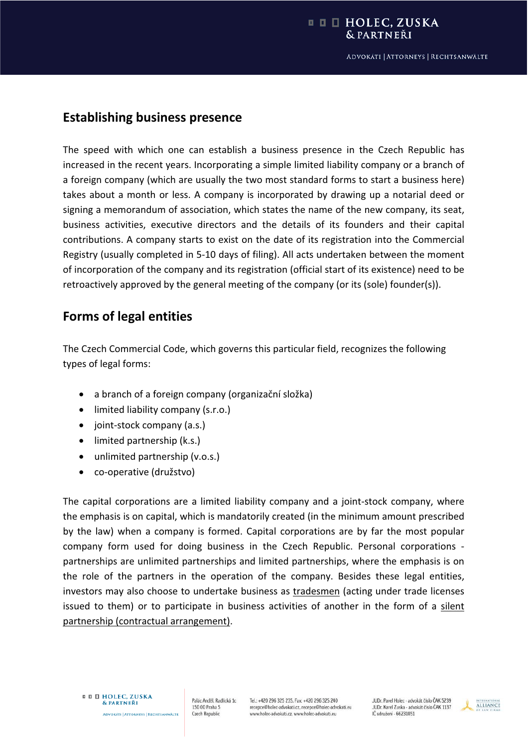## Establishing business presence

The speed with which one can establish a business presence in the Czech Republic has increased in the recent years. Incorporating a simple limited liability company or a branch of a foreign company (which are usually the two most standard forms to start a business here) takes about a month or less. A company is incorporated by drawing up a notarial deed or signing a memorandum of association, which states the name of the new company, its seat, business activities, executive directors and the details of its founders and their capital contributions. A company starts to exist on the date of its registration into the Commercial Registry (usually completed in 5-10 days of filing). All acts undertaken between the moment of incorporation of the company and its registration (official start of its existence) need to be retroactively approved by the general meeting of the company (or its (sole) founder(s)).

## Forms of legal entities

The Czech Commercial Code, which governs this particular field, recognizes the following types of legal forms:

- a branch of a foreign company (organizační složka)
- limited liability company (s.r.o.)
- joint-stock company (a.s.)
- limited partnership (k.s.)
- unlimited partnership (v.o.s.)
- co-operative (družstvo)

The capital corporations are a limited liability company and a joint-stock company, where the emphasis is on capital, which is mandatorily created (in the minimum amount prescribed by the law) when a company is formed. Capital corporations are by far the most popular company form used for doing business in the Czech Republic. Personal corporations - partnerships are unlimited partnerships and limited partnerships, where the emphasis is on the role of the partners in the operation of the company. Besides these legal entities, investors may also choose to undertake business as tradesmen (acting under trade licenses issued to them) or to participate in business activities of another in the form of a silent partnership (contractual arrangement).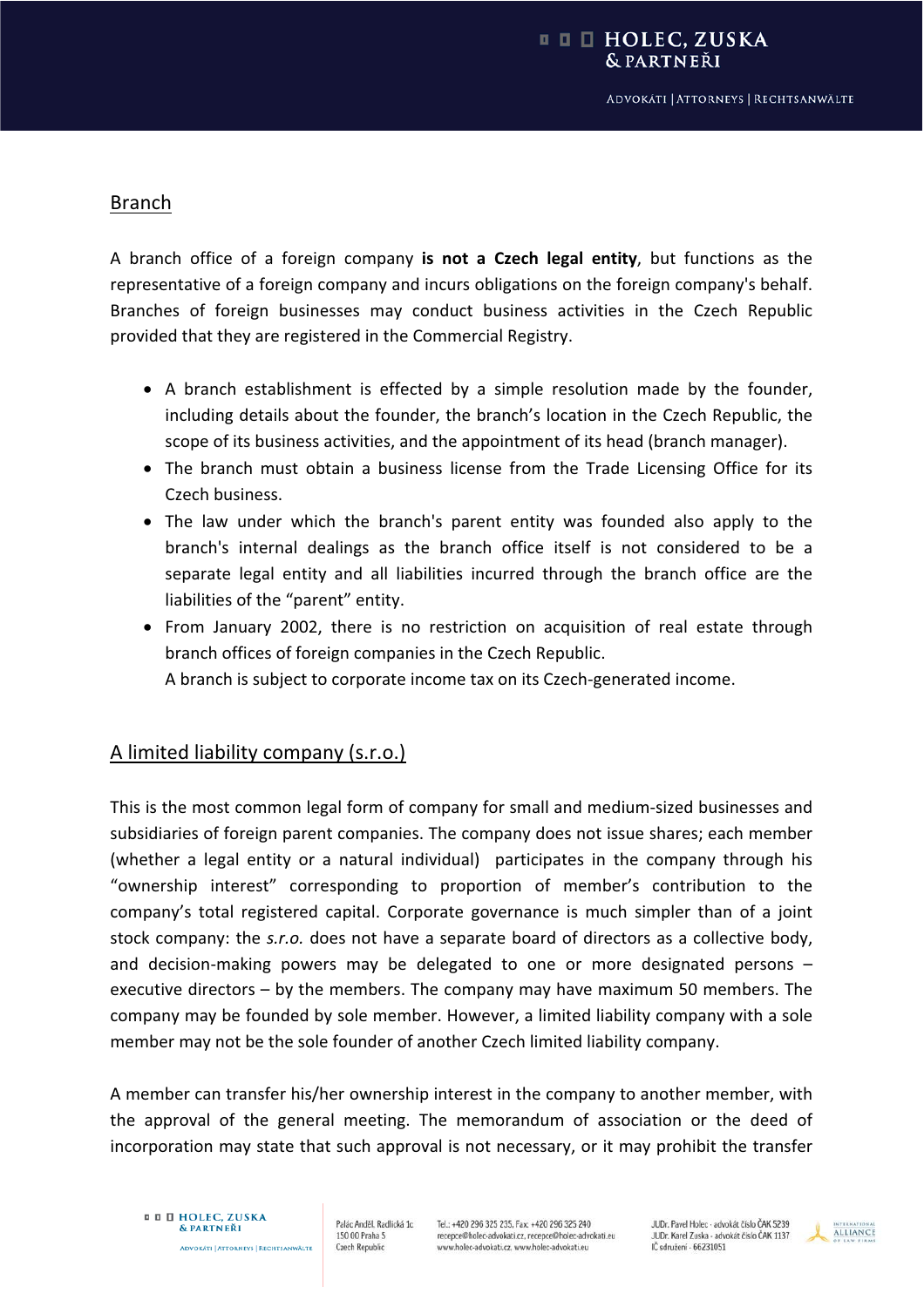## Branch

A branch office of a foreign company **is not a Czech legal entity**, but functions as the representative of a foreign company and incurs obligations on the foreign company's behalf. Branches of foreign businesses may conduct business activities in the Czech Republic provided that they are registered in the Commercial Registry.

- A branch establishment is effected by a simple resolution made by the founder, including details about the founder, the branch's location in the Czech Republic, the scope of its business activities, and the appointment of its head (branch manager).
- The branch must obtain a business license from the Trade Licensing Office for its Czech business.
- The law under which the branch's parent entity was founded also apply to the branch's internal dealings as the branch office itself is not considered to be a separate legal entity and all liabilities incurred through the branch office are the liabilities of the "parent" entity.
- From January 2002, there is no restriction on acquisition of real estate through branch offices of foreign companies in the Czech Republic.
  A branch is subject to corporate income tax on its Czech-generated income.

## A limited liability company (s.r.o.)

This is the most common legal form of company for small and medium-sized businesses and subsidiaries of foreign parent companies. The company does not issue shares; each member (whether a legal entity or a natural individual) participates in the company through his "ownership interest" corresponding to proportion of member's contribution to the company's total registered capital. Corporate governance is much simpler than of a joint stock company: the *s.r.o.* does not have a separate board of directors as a collective body, and decision-making powers may be delegated to one or more designated persons – executive directors – by the members. The company may have maximum 50 members. The company may be founded by sole member. However, a limited liability company with a sole member may not be the sole founder of another Czech limited liability company.

A member can transfer his/her ownership interest in the company to another member, with the approval of the general meeting. The memorandum of association or the deed of incorporation may state that such approval is not necessary, or it may prohibit the transfer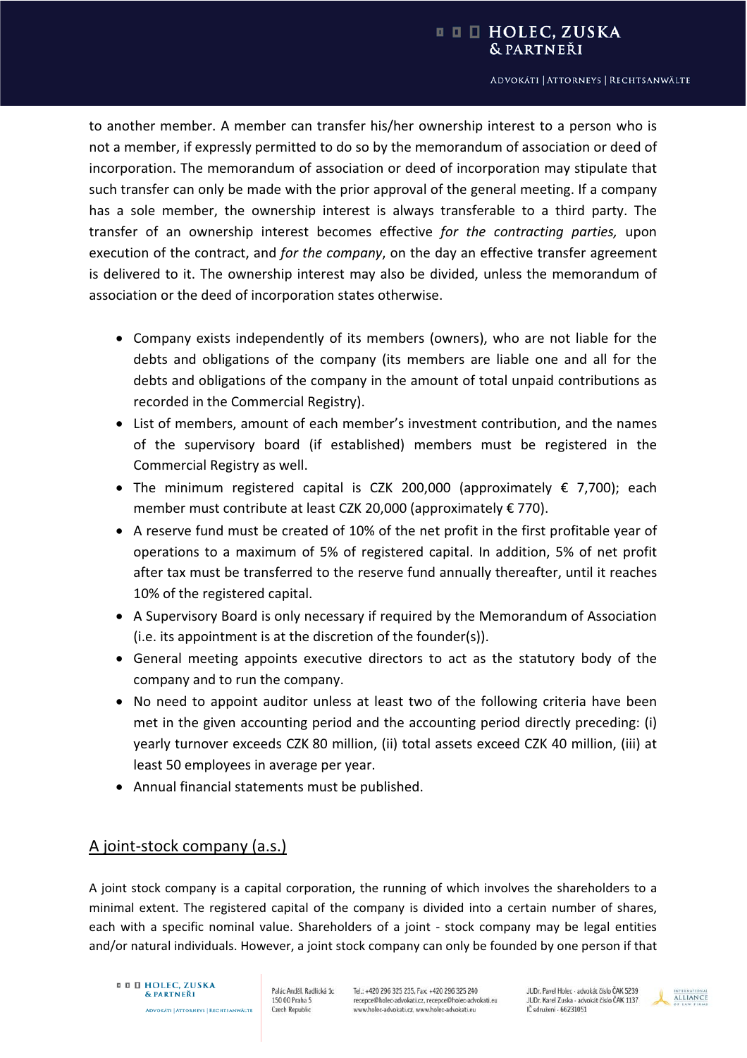to another member. A member can transfer his/her ownership interest to a person who is not a member, if expressly permitted to do so by the memorandum of association or deed of incorporation. The memorandum of association or deed of incorporation may stipulate that such transfer can only be made with the prior approval of the general meeting. If a company has a sole member, the ownership interest is always transferable to a third party. The transfer of an ownership interest becomes effective *for the contracting parties,* upon execution of the contract, and *for the company*, on the day an effective transfer agreement is delivered to it. The ownership interest may also be divided, unless the memorandum of association or the deed of incorporation states otherwise.

- Company exists independently of its members (owners), who are not liable for the debts and obligations of the company (its members are liable one and all for the debts and obligations of the company in the amount of total unpaid contributions as recorded in the Commercial Registry).
- List of members, amount of each member's investment contribution, and the names of the supervisory board (if established) members must be registered in the Commercial Registry as well.
- The minimum registered capital is CZK 200,000 (approximately € 7,700); each member must contribute at least CZK 20,000 (approximately € 770).
- A reserve fund must be created of 10% of the net profit in the first profitable year of operations to a maximum of 5% of registered capital. In addition, 5% of net profit after tax must be transferred to the reserve fund annually thereafter, until it reaches 10% of the registered capital.
- A Supervisory Board is only necessary if required by the Memorandum of Association (i.e. its appointment is at the discretion of the founder(s)).
- General meeting appoints executive directors to act as the statutory body of the company and to run the company.
- No need to appoint auditor unless at least two of the following criteria have been met in the given accounting period and the accounting period directly preceding: (i) yearly turnover exceeds CZK 80 million, (ii) total assets exceed CZK 40 million, (iii) at least 50 employees in average per year.
- Annual financial statements must be published.

## A joint-stock company (a.s.)

A joint stock company is a capital corporation, the running of which involves the shareholders to a minimal extent. The registered capital of the company is divided into a certain number of shares, each with a specific nominal value. Shareholders of a joint - stock company may be legal entities and/or natural individuals. However, a joint stock company can only be founded by one person if that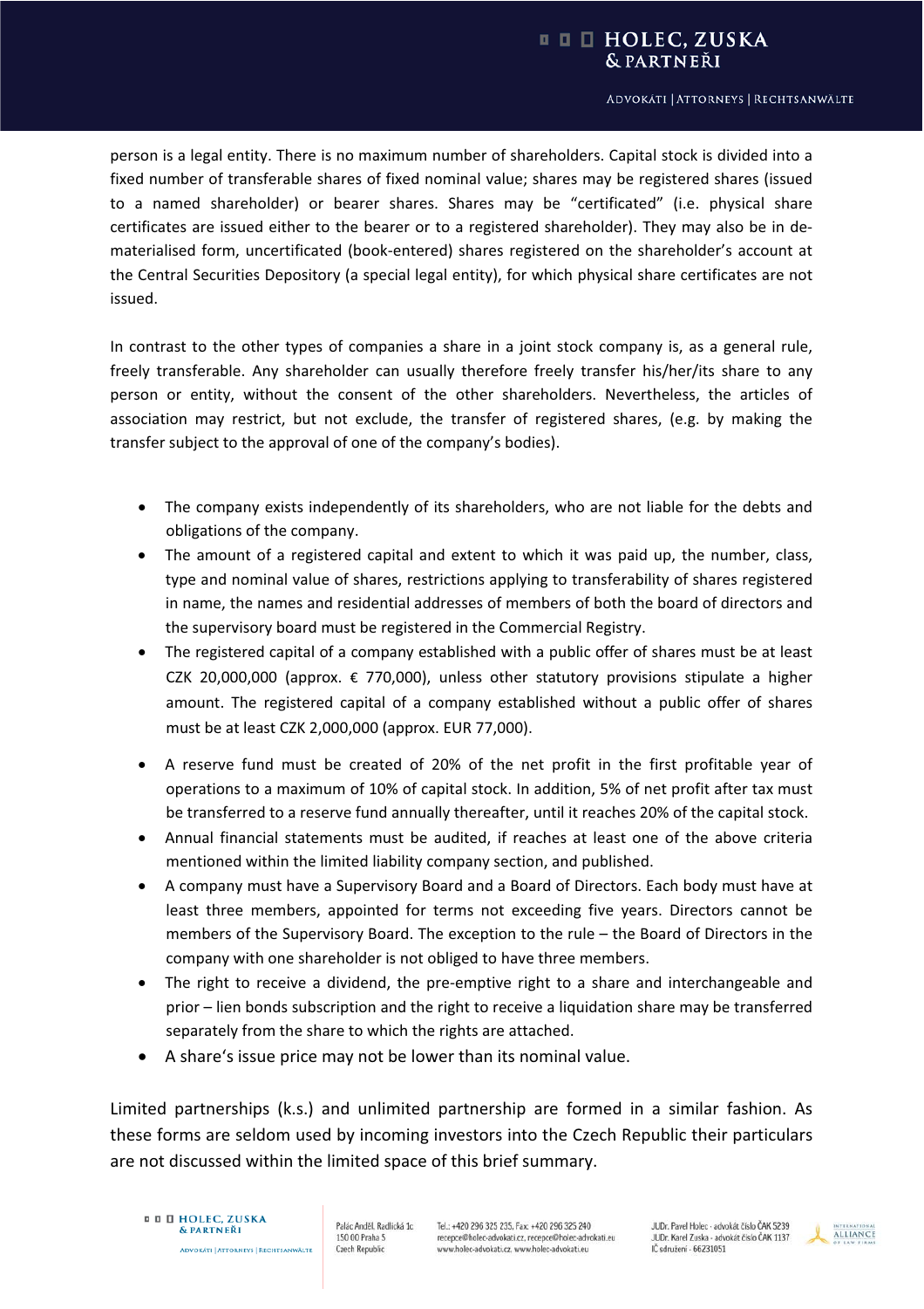person is a legal entity. There is no maximum number of shareholders. Capital stock is divided into a fixed number of transferable shares of fixed nominal value; shares may be registered shares (issued to a named shareholder) or bearer shares. Shares may be "certificated" (i.e. physical share certificates are issued either to the bearer or to a registered shareholder). They may also be in de-materialised form, uncertificated (book-entered) shares registered on the shareholder's account at the Central Securities Depository (a special legal entity), for which physical share certificates are not issued.

In contrast to the other types of companies a share in a joint stock company is, as a general rule, freely transferable. Any shareholder can usually therefore freely transfer his/her/its share to any person or entity, without the consent of the other shareholders. Nevertheless, the articles of association may restrict, but not exclude, the transfer of registered shares, (e.g. by making the transfer subject to the approval of one of the company's bodies).

- The company exists independently of its shareholders, who are not liable for the debts and obligations of the company.
- The amount of a registered capital and extent to which it was paid up, the number, class, type and nominal value of shares, restrictions applying to transferability of shares registered in name, the names and residential addresses of members of both the board of directors and the supervisory board must be registered in the Commercial Registry.
- The registered capital of a company established with a public offer of shares must be at least CZK 20,000,000 (approx. € 770,000), unless other statutory provisions stipulate a higher amount. The registered capital of a company established without a public offer of shares must be at least CZK 2,000,000 (approx. EUR 77,000).
- A reserve fund must be created of 20% of the net profit in the first profitable year of operations to a maximum of 10% of capital stock. In addition, 5% of net profit after tax must be transferred to a reserve fund annually thereafter, until it reaches 20% of the capital stock.
- Annual financial statements must be audited, if reaches at least one of the above criteria mentioned within the limited liability company section, and published.
- A company must have a Supervisory Board and a Board of Directors. Each body must have at least three members, appointed for terms not exceeding five years. Directors cannot be members of the Supervisory Board. The exception to the rule – the Board of Directors in the company with one shareholder is not obliged to have three members.
- The right to receive a dividend, the pre-emptive right to a share and interchangeable and prior – lien bonds subscription and the right to receive a liquidation share may be transferred separately from the share to which the rights are attached.
- A share's issue price may not be lower than its nominal value.

Limited partnerships (k.s.) and unlimited partnership are formed in a similar fashion. As these forms are seldom used by incoming investors into the Czech Republic their particulars are not discussed within the limited space of this brief summary.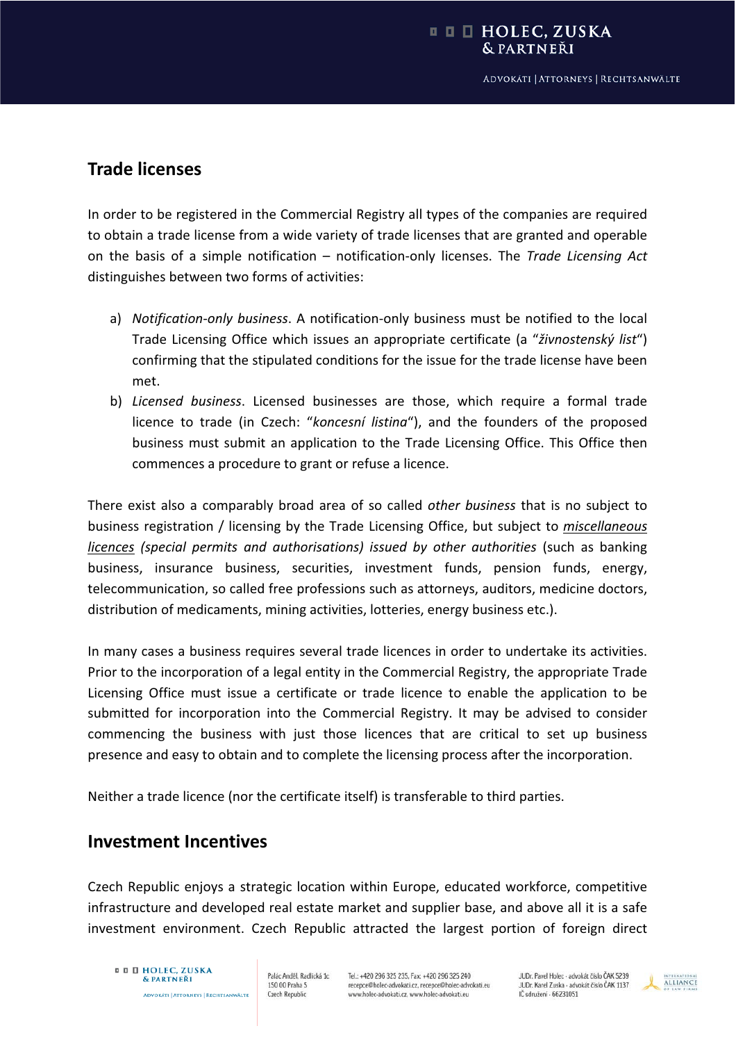## Trade licenses

In order to be registered in the Commercial Registry all types of the companies are required to obtain a trade license from a wide variety of trade licenses that are granted and operable on the basis of a simple notification – notification-only licenses. The *Trade Licensing Act* distinguishes between two forms of activities:

a) *Notification-only business*. A notification-only business must be notified to the local Trade Licensing Office which issues an appropriate certificate (a "*živnostenský list*") confirming that the stipulated conditions for the issue for the trade license have been met.

b) *Licensed business*. Licensed businesses are those, which require a formal trade licence to trade (in Czech: "*koncesní listina*"), and the founders of the proposed business must submit an application to the Trade Licensing Office. This Office then commences a procedure to grant or refuse a licence.

There exist also a comparably broad area of so called *other business* that is no subject to business registration / licensing by the Trade Licensing Office, but subject to *miscellaneous licences (special permits and authorisations) issued by other authorities* (such as banking business, insurance business, securities, investment funds, pension funds, energy, telecommunication, so called free professions such as attorneys, auditors, medicine doctors, distribution of medicaments, mining activities, lotteries, energy business etc.).

In many cases a business requires several trade licences in order to undertake its activities. Prior to the incorporation of a legal entity in the Commercial Registry, the appropriate Trade Licensing Office must issue a certificate or trade licence to enable the application to be submitted for incorporation into the Commercial Registry. It may be advised to consider commencing the business with just those licences that are critical to set up business presence and easy to obtain and to complete the licensing process after the incorporation.

Neither a trade licence (nor the certificate itself) is transferable to third parties.

## Investment Incentives

Czech Republic enjoys a strategic location within Europe, educated workforce, competitive infrastructure and developed real estate market and supplier base, and above all it is a safe investment environment. Czech Republic attracted the largest portion of foreign direct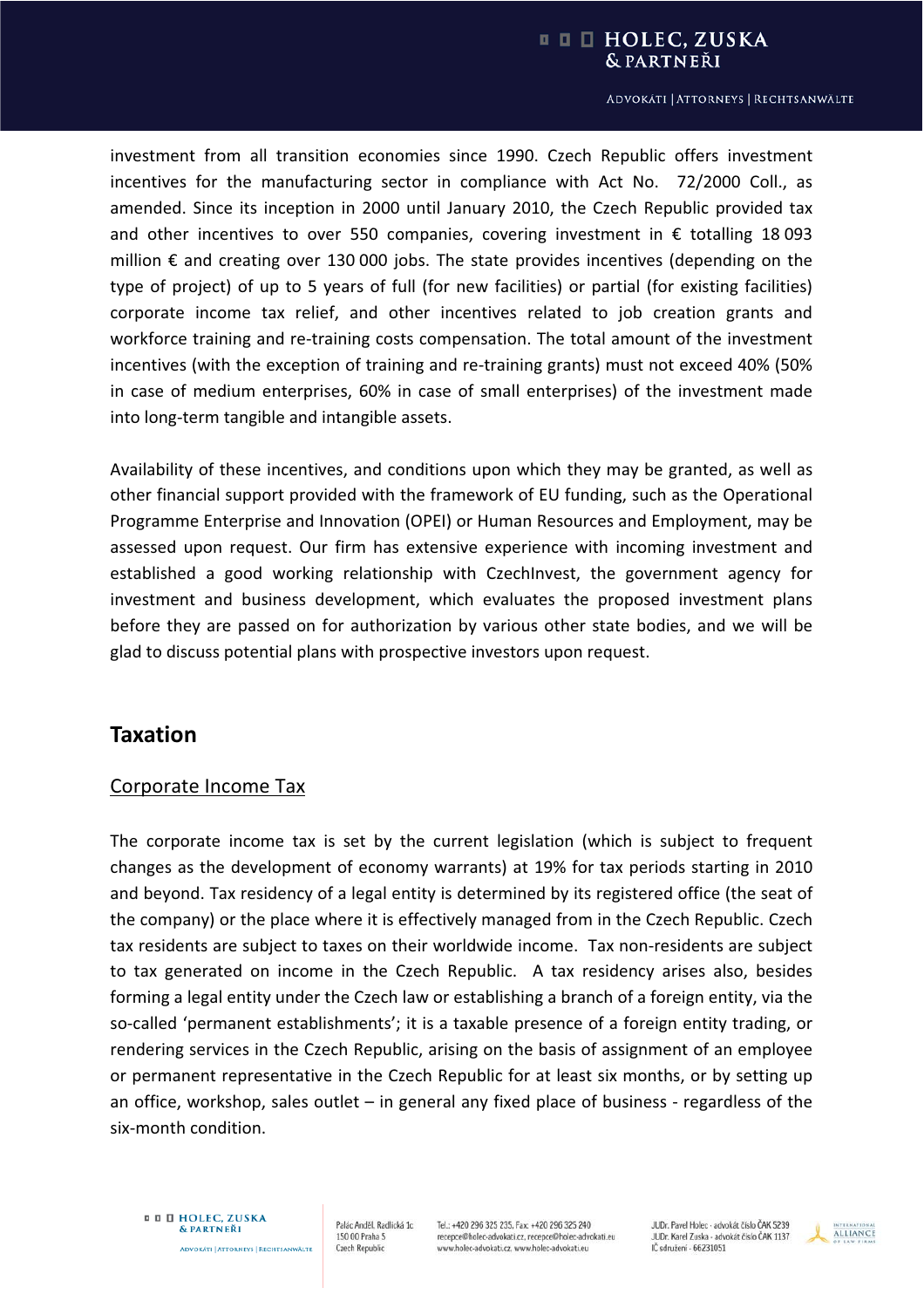investment from all transition economies since 1990. Czech Republic offers investment incentives for the manufacturing sector in compliance with Act No. 72/2000 Coll., as amended. Since its inception in 2000 until January 2010, the Czech Republic provided tax and other incentives to over 550 companies, covering investment in € totalling 18 093 million € and creating over 130 000 jobs. The state provides incentives (depending on the type of project) of up to 5 years of full (for new facilities) or partial (for existing facilities) corporate income tax relief, and other incentives related to job creation grants and workforce training and re-training costs compensation. The total amount of the investment incentives (with the exception of training and re-training grants) must not exceed 40% (50% in case of medium enterprises, 60% in case of small enterprises) of the investment made into long-term tangible and intangible assets.

Availability of these incentives, and conditions upon which they may be granted, as well as other financial support provided with the framework of EU funding, such as the Operational Programme Enterprise and Innovation (OPEI) or Human Resources and Employment, may be assessed upon request. Our firm has extensive experience with incoming investment and established a good working relationship with CzechInvest, the government agency for investment and business development, which evaluates the proposed investment plans before they are passed on for authorization by various other state bodies, and we will be glad to discuss potential plans with prospective investors upon request.

## Taxation

### Corporate Income Tax

The corporate income tax is set by the current legislation (which is subject to frequent changes as the development of economy warrants) at 19% for tax periods starting in 2010 and beyond. Tax residency of a legal entity is determined by its registered office (the seat of the company) or the place where it is effectively managed from in the Czech Republic. Czech tax residents are subject to taxes on their worldwide income. Tax non-residents are subject to tax generated on income in the Czech Republic. A tax residency arises also, besides forming a legal entity under the Czech law or establishing a branch of a foreign entity, via the so-called 'permanent establishments'; it is a taxable presence of a foreign entity trading, or rendering services in the Czech Republic, arising on the basis of assignment of an employee or permanent representative in the Czech Republic for at least six months, or by setting up an office, workshop, sales outlet – in general any fixed place of business - regardless of the six-month condition.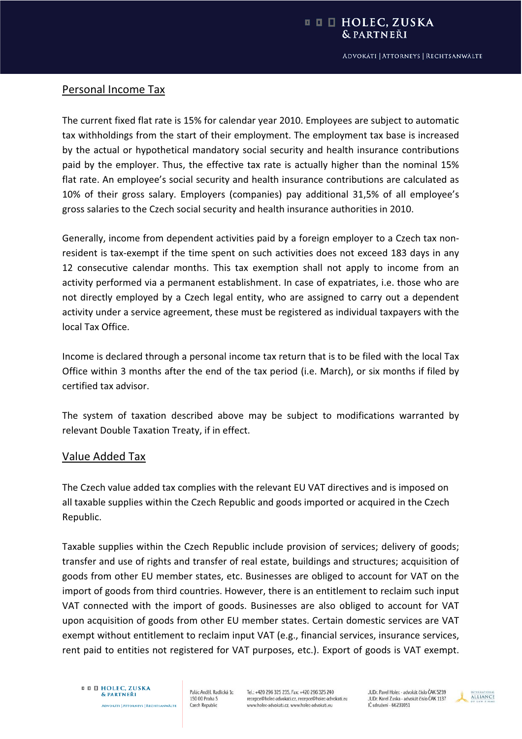## Personal Income Tax

The current fixed flat rate is 15% for calendar year 2010. Employees are subject to automatic tax withholdings from the start of their employment. The employment tax base is increased by the actual or hypothetical mandatory social security and health insurance contributions paid by the employer. Thus, the effective tax rate is actually higher than the nominal 15% flat rate. An employee's social security and health insurance contributions are calculated as 10% of their gross salary. Employers (companies) pay additional 31,5% of all employee's gross salaries to the Czech social security and health insurance authorities in 2010.

Generally, income from dependent activities paid by a foreign employer to a Czech tax non-resident is tax-exempt if the time spent on such activities does not exceed 183 days in any 12 consecutive calendar months. This tax exemption shall not apply to income from an activity performed via a permanent establishment. In case of expatriates, i.e. those who are not directly employed by a Czech legal entity, who are assigned to carry out a dependent activity under a service agreement, these must be registered as individual taxpayers with the local Tax Office.

Income is declared through a personal income tax return that is to be filed with the local Tax Office within 3 months after the end of the tax period (i.e. March), or six months if filed by certified tax advisor.

The system of taxation described above may be subject to modifications warranted by relevant Double Taxation Treaty, if in effect.

## Value Added Tax

The Czech value added tax complies with the relevant EU VAT directives and is imposed on all taxable supplies within the Czech Republic and goods imported or acquired in the Czech Republic.

Taxable supplies within the Czech Republic include provision of services; delivery of goods; transfer and use of rights and transfer of real estate, buildings and structures; acquisition of goods from other EU member states, etc. Businesses are obliged to account for VAT on the import of goods from third countries. However, there is an entitlement to reclaim such input VAT connected with the import of goods. Businesses are also obliged to account for VAT upon acquisition of goods from other EU member states. Certain domestic services are VAT exempt without entitlement to reclaim input VAT (e.g., financial services, insurance services, rent paid to entities not registered for VAT purposes, etc.). Export of goods is VAT exempt.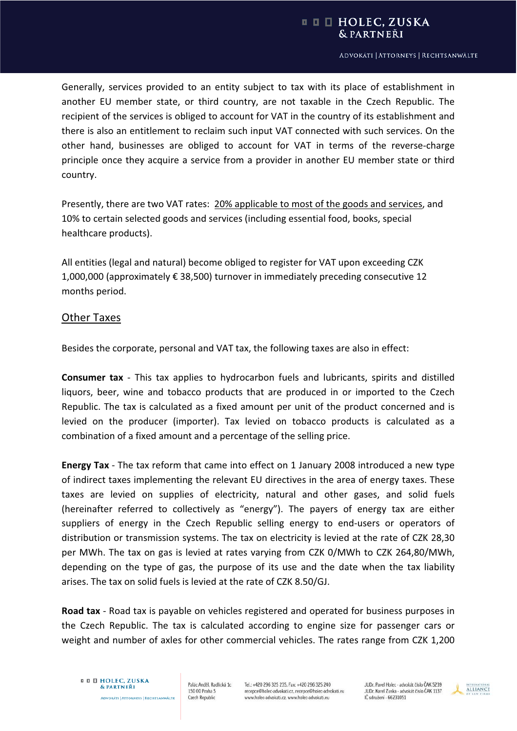Generally, services provided to an entity subject to tax with its place of establishment in another EU member state, or third country, are not taxable in the Czech Republic. The recipient of the services is obliged to account for VAT in the country of its establishment and there is also an entitlement to reclaim such input VAT connected with such services. On the other hand, businesses are obliged to account for VAT in terms of the reverse-charge principle once they acquire a service from a provider in another EU member state or third country.

Presently, there are two VAT rates: 20% applicable to most of the goods and services, and 10% to certain selected goods and services (including essential food, books, special healthcare products).

All entities (legal and natural) become obliged to register for VAT upon exceeding CZK 1,000,000 (approximately € 38,500) turnover in immediately preceding consecutive 12 months period.

## Other Taxes

Besides the corporate, personal and VAT tax, the following taxes are also in effect:

**Consumer tax** - This tax applies to hydrocarbon fuels and lubricants, spirits and distilled liquors, beer, wine and tobacco products that are produced in or imported to the Czech Republic. The tax is calculated as a fixed amount per unit of the product concerned and is levied on the producer (importer). Tax levied on tobacco products is calculated as a combination of a fixed amount and a percentage of the selling price.

**Energy Tax** - The tax reform that came into effect on 1 January 2008 introduced a new type of indirect taxes implementing the relevant EU directives in the area of energy taxes. These taxes are levied on supplies of electricity, natural and other gases, and solid fuels (hereinafter referred to collectively as "energy"). The payers of energy tax are either suppliers of energy in the Czech Republic selling energy to end-users or operators of distribution or transmission systems. The tax on electricity is levied at the rate of CZK 28,30 per MWh. The tax on gas is levied at rates varying from CZK 0/MWh to CZK 264,80/MWh, depending on the type of gas, the purpose of its use and the date when the tax liability arises. The tax on solid fuels is levied at the rate of CZK 8.50/GJ.

**Road tax** - Road tax is payable on vehicles registered and operated for business purposes in the Czech Republic. The tax is calculated according to engine size for passenger cars or weight and number of axles for other commercial vehicles. The rates range from CZK 1,200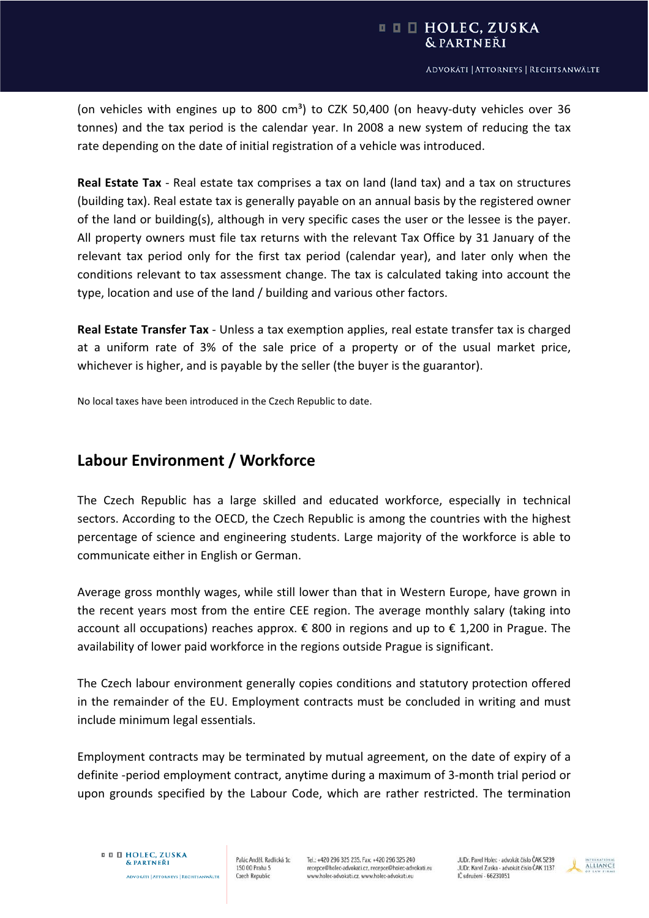(on vehicles with engines up to 800 cm$^3$) to CZK 50,400 (on heavy-duty vehicles over 36 tonnes) and the tax period is the calendar year. In 2008 a new system of reducing the tax rate depending on the date of initial registration of a vehicle was introduced.

**Real Estate Tax** - Real estate tax comprises a tax on land (land tax) and a tax on structures (building tax). Real estate tax is generally payable on an annual basis by the registered owner of the land or building(s), although in very specific cases the user or the lessee is the payer. All property owners must file tax returns with the relevant Tax Office by 31 January of the relevant tax period only for the first tax period (calendar year), and later only when the conditions relevant to tax assessment change. The tax is calculated taking into account the type, location and use of the land / building and various other factors.

**Real Estate Transfer Tax** - Unless a tax exemption applies, real estate transfer tax is charged at a uniform rate of 3% of the sale price of a property or of the usual market price, whichever is higher, and is payable by the seller (the buyer is the guarantor).

No local taxes have been introduced in the Czech Republic to date.

## Labour Environment / Workforce

The Czech Republic has a large skilled and educated workforce, especially in technical sectors. According to the OECD, the Czech Republic is among the countries with the highest percentage of science and engineering students. Large majority of the workforce is able to communicate either in English or German.

Average gross monthly wages, while still lower than that in Western Europe, have grown in the recent years most from the entire CEE region. The average monthly salary (taking into account all occupations) reaches approx. € 800 in regions and up to € 1,200 in Prague. The availability of lower paid workforce in the regions outside Prague is significant.

The Czech labour environment generally copies conditions and statutory protection offered in the remainder of the EU. Employment contracts must be concluded in writing and must include minimum legal essentials.

Employment contracts may be terminated by mutual agreement, on the date of expiry of a definite -period employment contract, anytime during a maximum of 3-month trial period or upon grounds specified by the Labour Code, which are rather restricted. The termination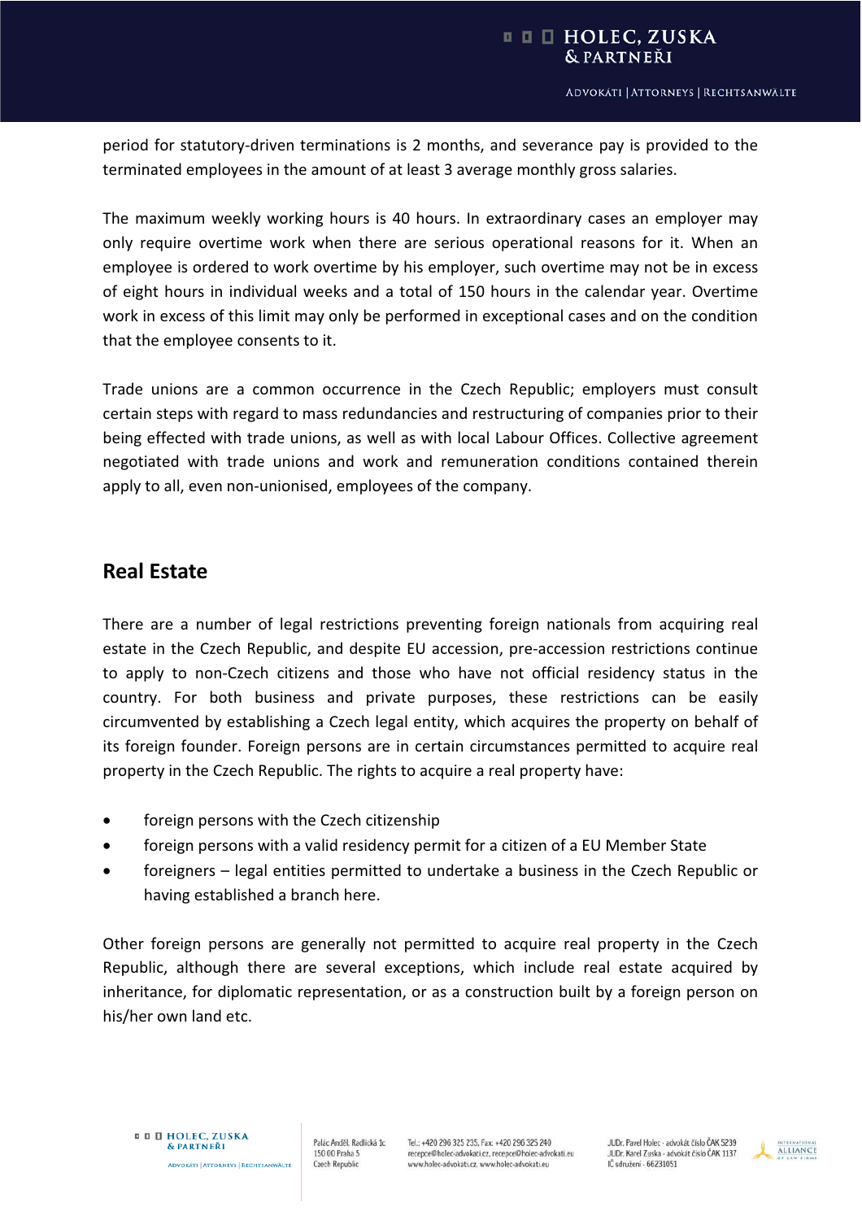period for statutory-driven terminations is 2 months, and severance pay is provided to the terminated employees in the amount of at least 3 average monthly gross salaries.

The maximum weekly working hours is 40 hours. In extraordinary cases an employer may only require overtime work when there are serious operational reasons for it. When an employee is ordered to work overtime by his employer, such overtime may not be in excess of eight hours in individual weeks and a total of 150 hours in the calendar year. Overtime work in excess of this limit may only be performed in exceptional cases and on the condition that the employee consents to it.

Trade unions are a common occurrence in the Czech Republic; employers must consult certain steps with regard to mass redundancies and restructuring of companies prior to their being effected with trade unions, as well as with local Labour Offices. Collective agreement negotiated with trade unions and work and remuneration conditions contained therein apply to all, even non-unionised, employees of the company.

## Real Estate

There are a number of legal restrictions preventing foreign nationals from acquiring real estate in the Czech Republic, and despite EU accession, pre-accession restrictions continue to apply to non-Czech citizens and those who have not official residency status in the country. For both business and private purposes, these restrictions can be easily circumvented by establishing a Czech legal entity, which acquires the property on behalf of its foreign founder. Foreign persons are in certain circumstances permitted to acquire real property in the Czech Republic. The rights to acquire a real property have:

- foreign persons with the Czech citizenship
- foreign persons with a valid residency permit for a citizen of a EU Member State
- foreigners – legal entities permitted to undertake a business in the Czech Republic or having established a branch here.

Other foreign persons are generally not permitted to acquire real property in the Czech Republic, although there are several exceptions, which include real estate acquired by inheritance, for diplomatic representation, or as a construction built by a foreign person on his/her own land etc.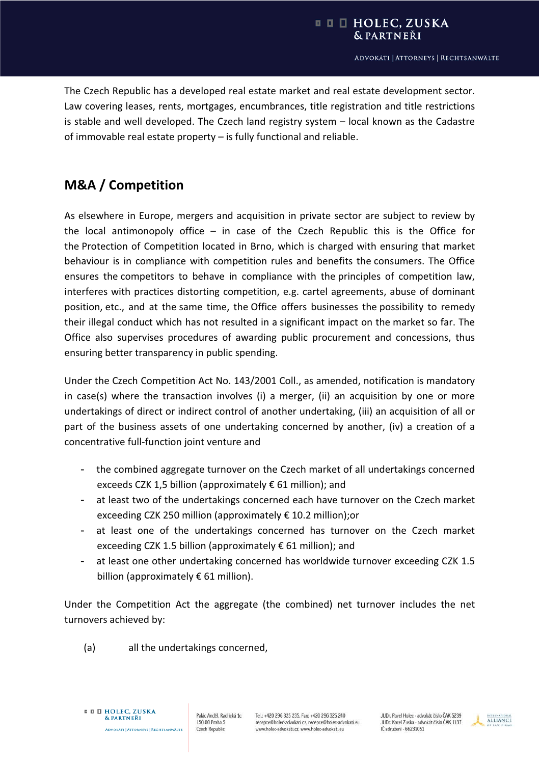The Czech Republic has a developed real estate market and real estate development sector. Law covering leases, rents, mortgages, encumbrances, title registration and title restrictions is stable and well developed. The Czech land registry system – local known as the Cadastre of immovable real estate property – is fully functional and reliable.

## M&A / Competition

As elsewhere in Europe, mergers and acquisition in private sector are subject to review by the local antimonopoly office – in case of the Czech Republic this is the Office for the Protection of Competition located in Brno, which is charged with ensuring that market behaviour is in compliance with competition rules and benefits the consumers. The Office ensures the competitors to behave in compliance with the principles of competition law, interferes with practices distorting competition, e.g. cartel agreements, abuse of dominant position, etc., and at the same time, the Office offers businesses the possibility to remedy their illegal conduct which has not resulted in a significant impact on the market so far. The Office also supervises procedures of awarding public procurement and concessions, thus ensuring better transparency in public spending.

Under the Czech Competition Act No. 143/2001 Coll., as amended, notification is mandatory in case(s) where the transaction involves (i) a merger, (ii) an acquisition by one or more undertakings of direct or indirect control of another undertaking, (iii) an acquisition of all or part of the business assets of one undertaking concerned by another, (iv) a creation of a concentrative full-function joint venture and

- the combined aggregate turnover on the Czech market of all undertakings concerned exceeds CZK 1,5 billion (approximately € 61 million); and
- at least two of the undertakings concerned each have turnover on the Czech market exceeding CZK 250 million (approximately € 10.2 million);or
- at least one of the undertakings concerned has turnover on the Czech market exceeding CZK 1.5 billion (approximately € 61 million); and
- at least one other undertaking concerned has worldwide turnover exceeding CZK 1.5 billion (approximately € 61 million).

Under the Competition Act the aggregate (the combined) net turnover includes the net turnovers achieved by:

(a) all the undertakings concerned,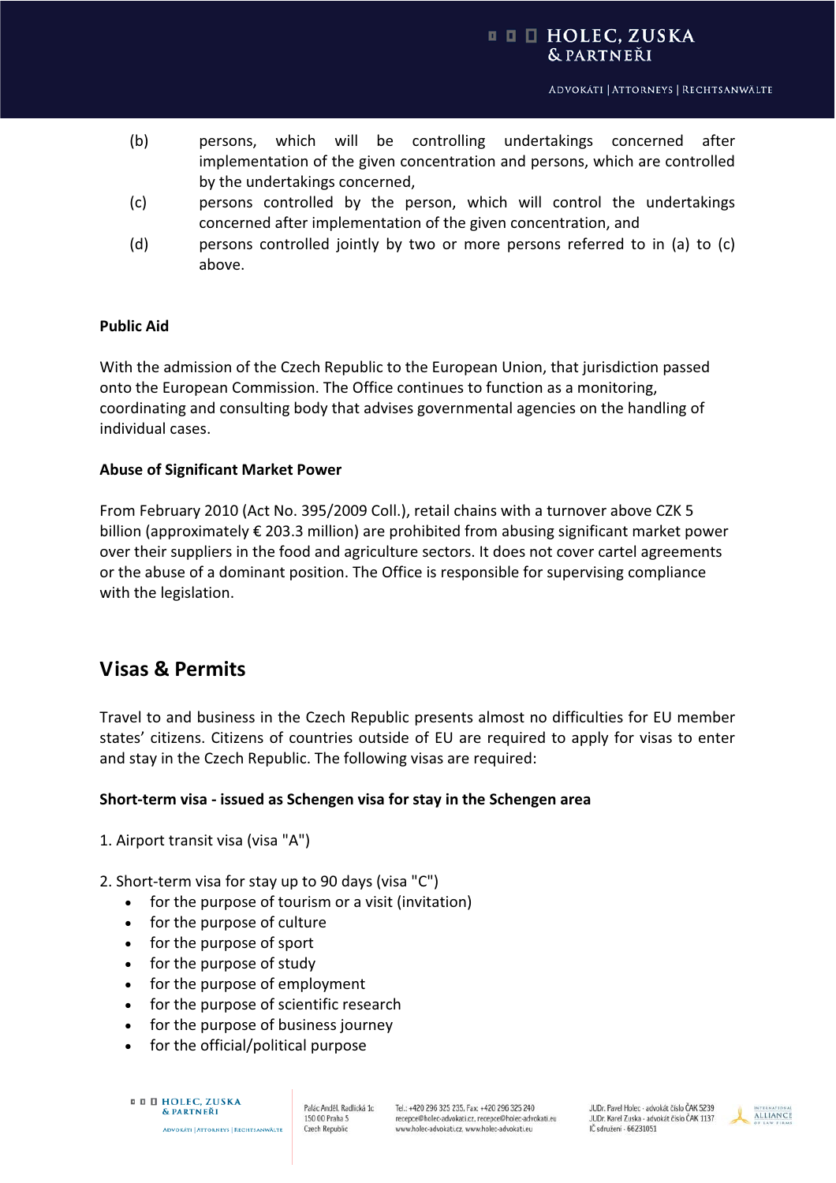(b) persons, which will be controlling undertakings concerned after implementation of the given concentration and persons, which are controlled by the undertakings concerned,

(c) persons controlled by the person, which will control the undertakings concerned after implementation of the given concentration, and

(d) persons controlled jointly by two or more persons referred to in (a) to (c) above.

**Public Aid**

With the admission of the Czech Republic to the European Union, that jurisdiction passed onto the European Commission. The Office continues to function as a monitoring, coordinating and consulting body that advises governmental agencies on the handling of individual cases.

**Abuse of Significant Market Power**

From February 2010 (Act No. 395/2009 Coll.), retail chains with a turnover above CZK 5 billion (approximately € 203.3 million) are prohibited from abusing significant market power over their suppliers in the food and agriculture sectors. It does not cover cartel agreements or the abuse of a dominant position. The Office is responsible for supervising compliance with the legislation.

## Visas & Permits

Travel to and business in the Czech Republic presents almost no difficulties for EU member states' citizens. Citizens of countries outside of EU are required to apply for visas to enter and stay in the Czech Republic. The following visas are required:

**Short-term visa - issued as Schengen visa for stay in the Schengen area**

1. Airport transit visa (visa "A")

2. Short-term visa for stay up to 90 days (visa "C")
   - for the purpose of tourism or a visit (invitation)
   - for the purpose of culture
   - for the purpose of sport
   - for the purpose of study
   - for the purpose of employment
   - for the purpose of scientific research
   - for the purpose of business journey
   - for the official/political purpose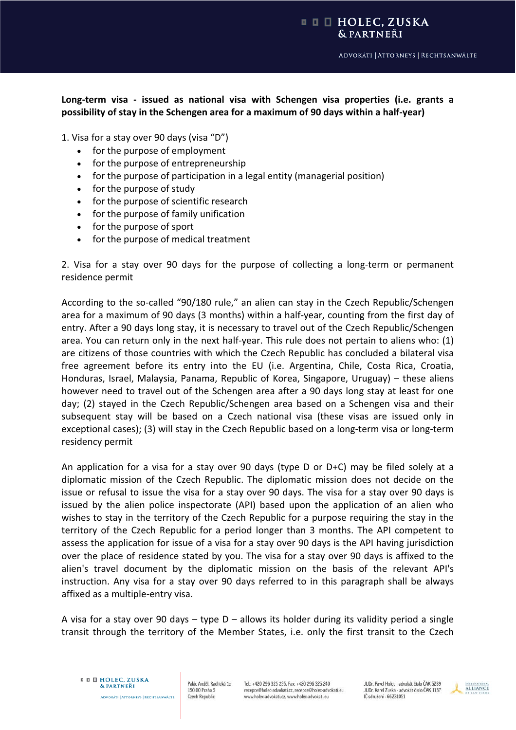**Long-term visa - issued as national visa with Schengen visa properties (i.e. grants a possibility of stay in the Schengen area for a maximum of 90 days within a half-year)**

1. Visa for a stay over 90 days (visa “D”)

- for the purpose of employment
- for the purpose of entrepreneurship
- for the purpose of participation in a legal entity (managerial position)
- for the purpose of study
- for the purpose of scientific research
- for the purpose of family unification
- for the purpose of sport
- for the purpose of medical treatment

2. Visa for a stay over 90 days for the purpose of collecting a long-term or permanent residence permit

According to the so-called “90/180 rule,” an alien can stay in the Czech Republic/Schengen area for a maximum of 90 days (3 months) within a half-year, counting from the first day of entry. After a 90 days long stay, it is necessary to travel out of the Czech Republic/Schengen area. You can return only in the next half-year. This rule does not pertain to aliens who: (1) are citizens of those countries with which the Czech Republic has concluded a bilateral visa free agreement before its entry into the EU (i.e. Argentina, Chile, Costa Rica, Croatia, Honduras, Israel, Malaysia, Panama, Republic of Korea, Singapore, Uruguay) – these aliens however need to travel out of the Schengen area after a 90 days long stay at least for one day; (2) stayed in the Czech Republic/Schengen area based on a Schengen visa and their subsequent stay will be based on a Czech national visa (these visas are issued only in exceptional cases); (3) will stay in the Czech Republic based on a long-term visa or long-term residency permit

An application for a visa for a stay over 90 days (type D or D+C) may be filed solely at a diplomatic mission of the Czech Republic. The diplomatic mission does not decide on the issue or refusal to issue the visa for a stay over 90 days. The visa for a stay over 90 days is issued by the alien police inspectorate (API) based upon the application of an alien who wishes to stay in the territory of the Czech Republic for a purpose requiring the stay in the territory of the Czech Republic for a period longer than 3 months. The API competent to assess the application for issue of a visa for a stay over 90 days is the API having jurisdiction over the place of residence stated by you. The visa for a stay over 90 days is affixed to the alien's travel document by the diplomatic mission on the basis of the relevant API's instruction. Any visa for a stay over 90 days referred to in this paragraph shall be always affixed as a multiple-entry visa.

A visa for a stay over 90 days – type D – allows its holder during its validity period a single transit through the territory of the Member States, i.e. only the first transit to the Czech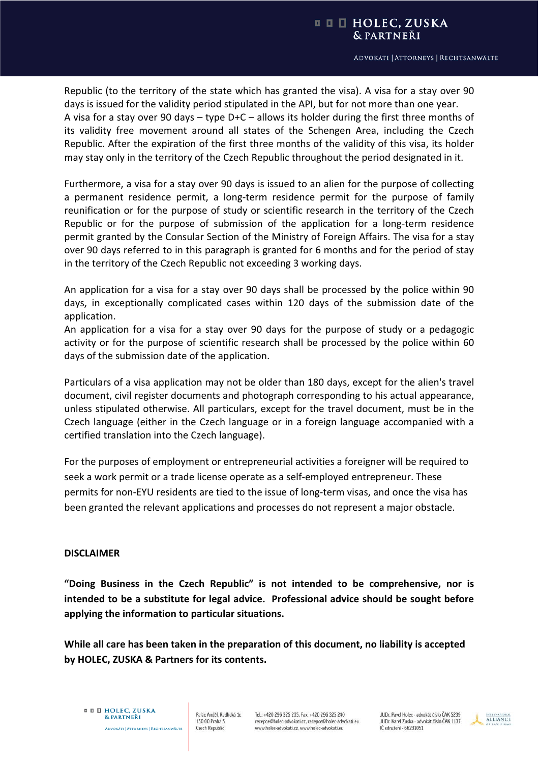Republic (to the territory of the state which has granted the visa). A visa for a stay over 90 days is issued for the validity period stipulated in the API, but for not more than one year. A visa for a stay over 90 days – type D+C – allows its holder during the first three months of its validity free movement around all states of the Schengen Area, including the Czech Republic. After the expiration of the first three months of the validity of this visa, its holder may stay only in the territory of the Czech Republic throughout the period designated in it.

Furthermore, a visa for a stay over 90 days is issued to an alien for the purpose of collecting a permanent residence permit, a long-term residence permit for the purpose of family reunification or for the purpose of study or scientific research in the territory of the Czech Republic or for the purpose of submission of the application for a long-term residence permit granted by the Consular Section of the Ministry of Foreign Affairs. The visa for a stay over 90 days referred to in this paragraph is granted for 6 months and for the period of stay in the territory of the Czech Republic not exceeding 3 working days.

An application for a visa for a stay over 90 days shall be processed by the police within 90 days, in exceptionally complicated cases within 120 days of the submission date of the application.
An application for a visa for a stay over 90 days for the purpose of study or a pedagogic activity or for the purpose of scientific research shall be processed by the police within 60 days of the submission date of the application.

Particulars of a visa application may not be older than 180 days, except for the alien's travel document, civil register documents and photograph corresponding to his actual appearance, unless stipulated otherwise. All particulars, except for the travel document, must be in the Czech language (either in the Czech language or in a foreign language accompanied with a certified translation into the Czech language).

For the purposes of employment or entrepreneurial activities a foreigner will be required to seek a work permit or a trade license operate as a self-employed entrepreneur. These permits for non-EYU residents are tied to the issue of long-term visas, and once the visa has been granted the relevant applications and processes do not represent a major obstacle.

**DISCLAIMER**

**"Doing Business in the Czech Republic" is not intended to be comprehensive, nor is intended to be a substitute for legal advice. Professional advice should be sought before applying the information to particular situations.**

**While all care has been taken in the preparation of this document, no liability is accepted by HOLEC, ZUSKA & Partners for its contents.**